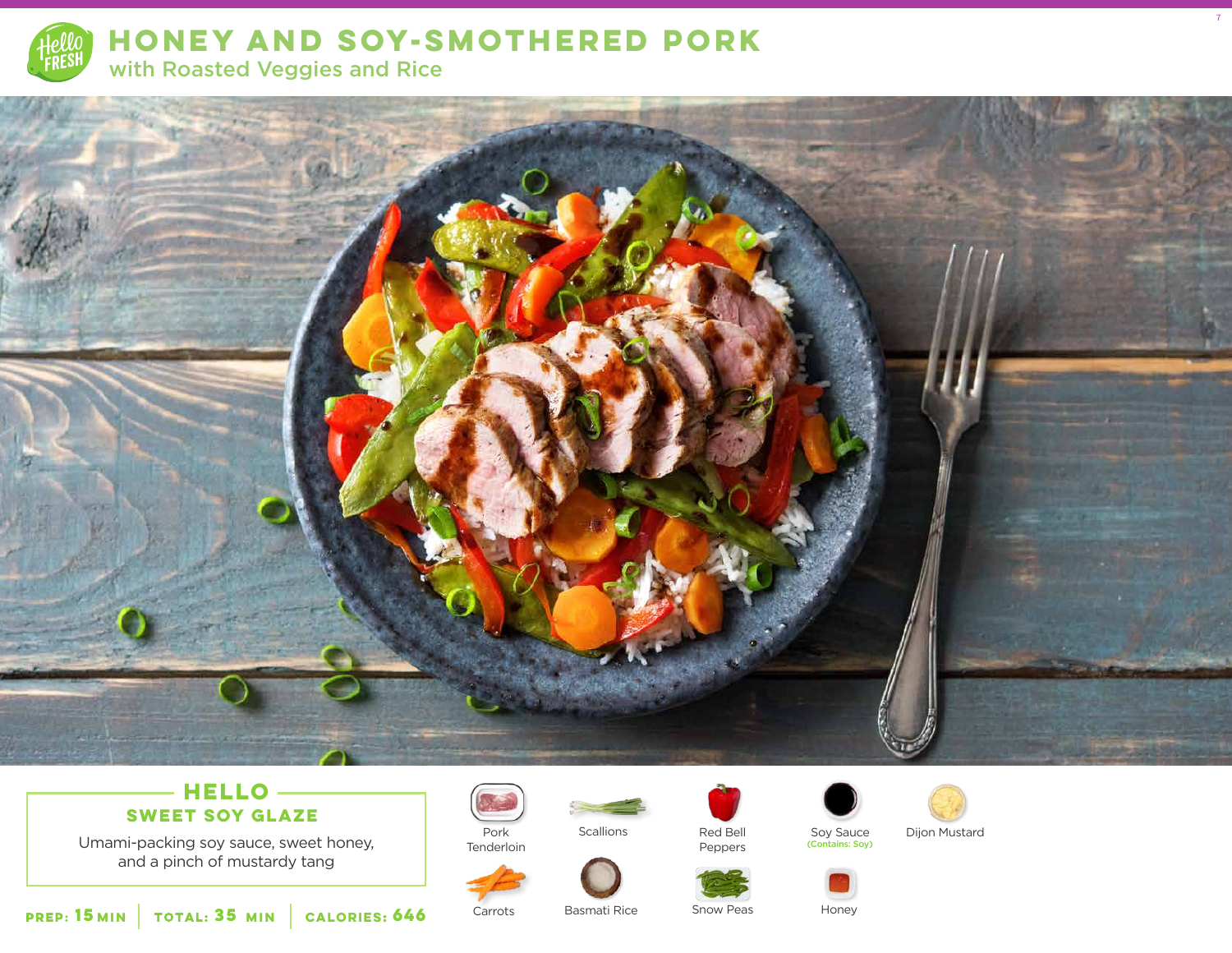# HONEY AND SOY-SMOTHERED PORK

## with Roasted Veggies and Rice

### HELLO
### SWEET SOY GLAZE

Umami-packing soy sauce, sweet honey, and a pinch of mustardy tang

**PREP: 15 MIN** | **TOTAL: 35 MIN** | **CALORIES: 646**

- Pork Tenderloin
- Scallions
- Red Bell Peppers
- Soy Sauce (Contains: Soy)
- Dijon Mustard
- Carrots
- Basmati Rice
- Snow Peas
- Honey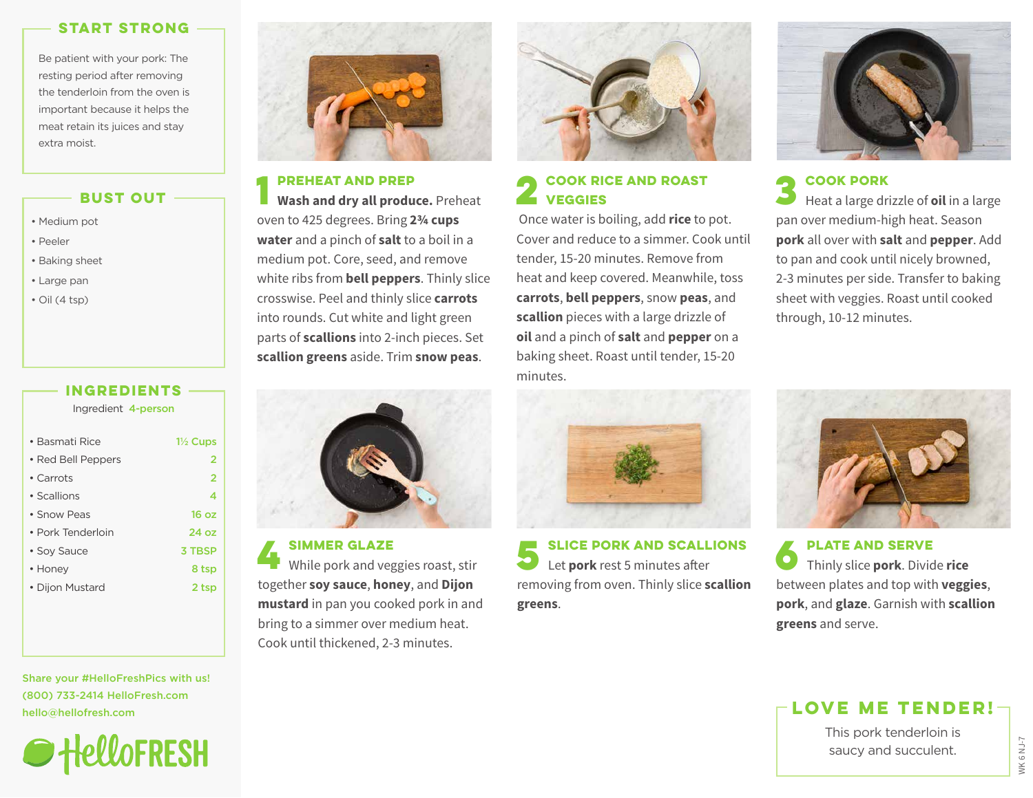## START STRONG

Be patient with your pork: The resting period after removing the tenderloin from the oven is important because it helps the meat retain its juices and stay extra moist.

## BUST OUT

- Medium pot
- Peeler
- Baking sheet
- Large pan
- Oil (4 tsp)

## INGREDIENTS

| Ingredient | 4-person |
|---|---|
| Basmati Rice | 1½ Cups |
| Red Bell Peppers | 2 |
| Carrots | 2 |
| Scallions | 4 |
| Snow Peas | 16 oz |
| Pork Tenderloin | 24 oz |
| Soy Sauce | 3 TBSP |
| Honey | 8 tsp |
| Dijon Mustard | 2 tsp |

Share your #HelloFreshPics with us!
(800) 733-2414 HelloFresh.com
hello@hellofresh.com

HelloFRESH

### 1 PREHEAT AND PREP

**Wash and dry all produce.** Preheat oven to 425 degrees. Bring **2¾ cups water** and a pinch of **salt** to a boil in a medium pot. Core, seed, and remove white ribs from **bell peppers**. Thinly slice crosswise. Peel and thinly slice **carrots** into rounds. Cut white and light green parts of **scallions** into 2-inch pieces. Set **scallion greens** aside. Trim **snow peas**.

### 2 COOK RICE AND ROAST VEGGIES

Once water is boiling, add **rice** to pot. Cover and reduce to a simmer. Cook until tender, 15-20 minutes. Remove from heat and keep covered. Meanwhile, toss **carrots**, **bell peppers**, snow **peas**, and **scallion** pieces with a large drizzle of **oil** and a pinch of **salt** and **pepper** on a baking sheet. Roast until tender, 15-20 minutes.

### 3 COOK PORK

Heat a large drizzle of **oil** in a large pan over medium-high heat. Season **pork** all over with **salt** and **pepper**. Add to pan and cook until nicely browned, 2-3 minutes per side. Transfer to baking sheet with veggies. Roast until cooked through, 10-12 minutes.

### 4 SIMMER GLAZE

While pork and veggies roast, stir together **soy sauce**, **honey**, and **Dijon mustard** in pan you cooked pork in and bring to a simmer over medium heat. Cook until thickened, 2-3 minutes.

### 5 SLICE PORK AND SCALLIONS

Let **pork** rest 5 minutes after removing from oven. Thinly slice **scallion greens**.

### 6 PLATE AND SERVE

Thinly slice **pork**. Divide **rice** between plates and top with **veggies**, **pork**, and **glaze**. Garnish with **scallion greens** and serve.

## LOVE ME TENDER!

This pork tenderloin is saucy and succulent.

WK 6 NJ-7